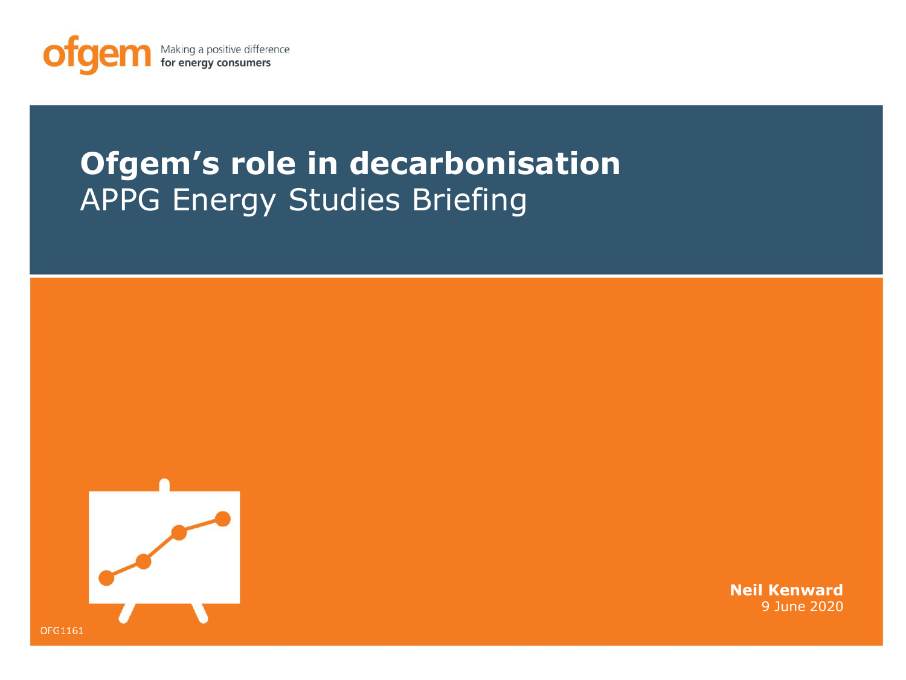ofgem Making a positive difference for energy consumers

# Ofgem's role in decarbonisation

## APPG Energy Studies Briefing

**Neil Kenward**
9 June 2020

OFG1161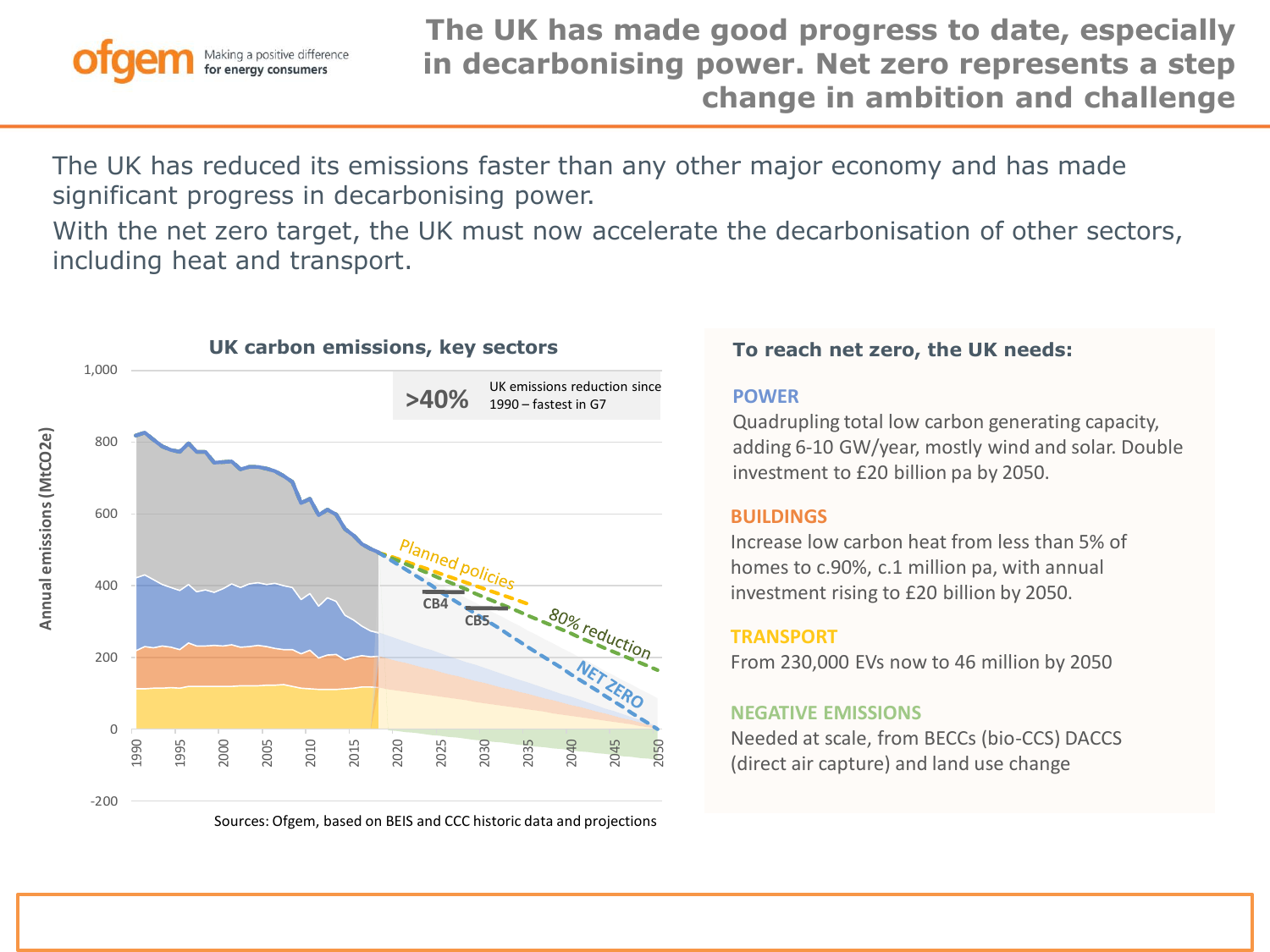# The UK has made good progress to date, especially in decarbonising power. Net zero represents a step change in ambition and challenge

The UK has reduced its emissions faster than any other major economy and has made significant progress in decarbonising power.

With the net zero target, the UK must now accelerate the decarbonisation of other sectors, including heat and transport.

**UK carbon emissions, key sectors**

>40% UK emissions reduction since 1990 – fastest in G7

Sources: Ofgem, based on BEIS and CCC historic data and projections

## To reach net zero, the UK needs:

**POWER**

Quadrupling total low carbon generating capacity, adding 6-10 GW/year, mostly wind and solar. Double investment to £20 billion pa by 2050.

**BUILDINGS**

Increase low carbon heat from less than 5% of homes to c.90%, c.1 million pa, with annual investment rising to £20 billion by 2050.

**TRANSPORT**

From 230,000 EVs now to 46 million by 2050

**NEGATIVE EMISSIONS**

Needed at scale, from BECCs (bio-CCS) DACCS (direct air capture) and land use change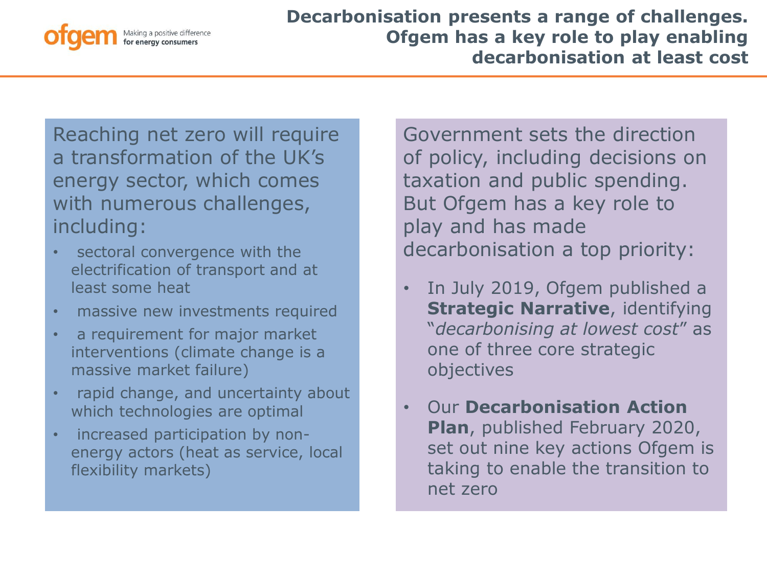# Decarbonisation presents a range of challenges. Ofgem has a key role to play enabling decarbonisation at least cost

Reaching net zero will require a transformation of the UK's energy sector, which comes with numerous challenges, including:

- sectoral convergence with the electrification of transport and at least some heat
- massive new investments required
- a requirement for major market interventions (climate change is a massive market failure)
- rapid change, and uncertainty about which technologies are optimal
- increased participation by non-energy actors (heat as service, local flexibility markets)

Government sets the direction of policy, including decisions on taxation and public spending. But Ofgem has a key role to play and has made decarbonisation a top priority:

- In July 2019, Ofgem published a **Strategic Narrative**, identifying "*decarbonising at lowest cost*" as one of three core strategic objectives
- Our **Decarbonisation Action Plan**, published February 2020, set out nine key actions Ofgem is taking to enable the transition to net zero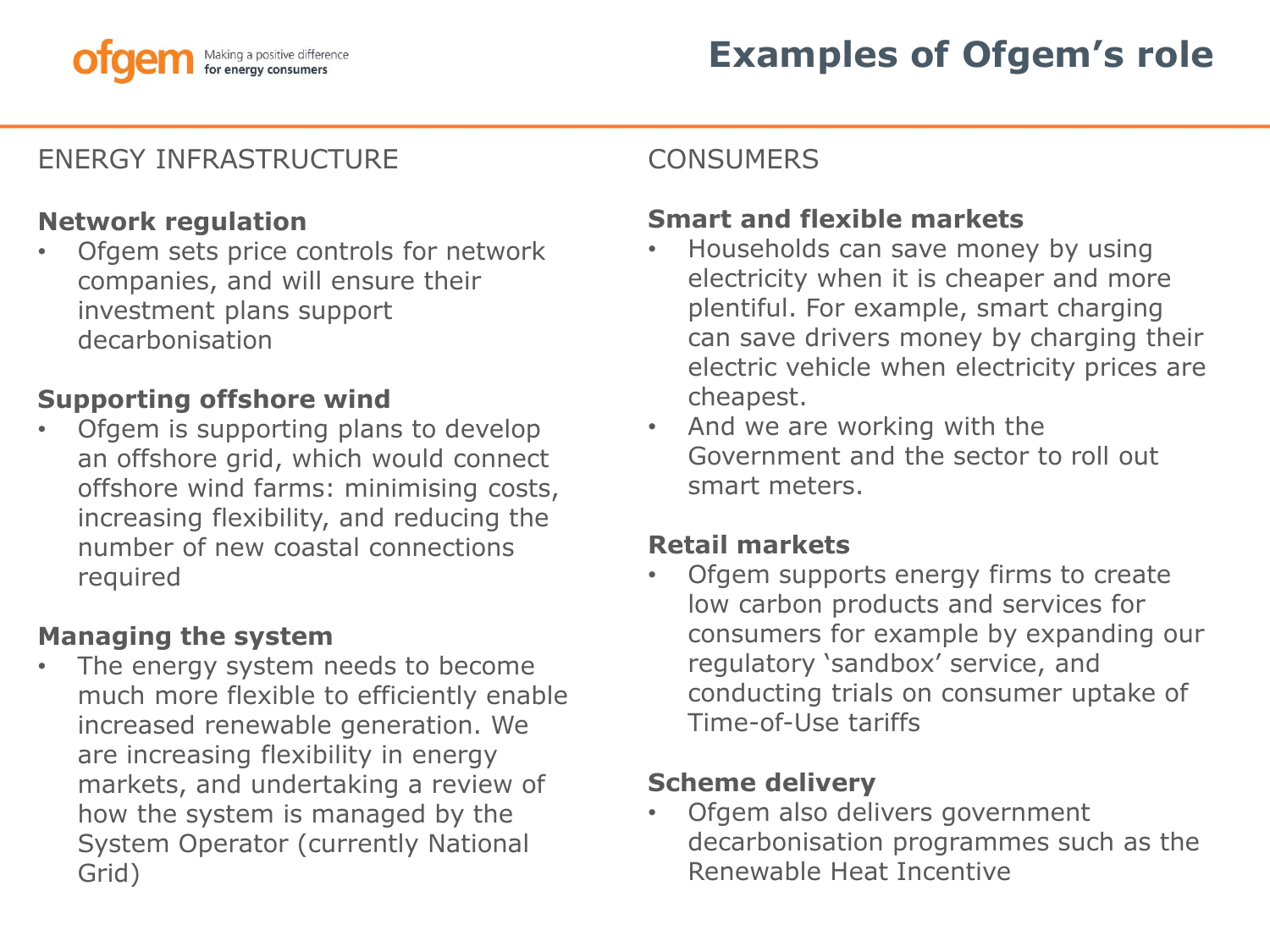# Examples of Ofgem's role

## ENERGY INFRASTRUCTURE

### Network regulation

- Ofgem sets price controls for network companies, and will ensure their investment plans support decarbonisation

### Supporting offshore wind

- Ofgem is supporting plans to develop an offshore grid, which would connect offshore wind farms: minimising costs, increasing flexibility, and reducing the number of new coastal connections required

### Managing the system

- The energy system needs to become much more flexible to efficiently enable increased renewable generation. We are increasing flexibility in energy markets, and undertaking a review of how the system is managed by the System Operator (currently National Grid)

## CONSUMERS

### Smart and flexible markets

- Households can save money by using electricity when it is cheaper and more plentiful. For example, smart charging can save drivers money by charging their electric vehicle when electricity prices are cheapest.
- And we are working with the Government and the sector to roll out smart meters.

### Retail markets

- Ofgem supports energy firms to create low carbon products and services for consumers for example by expanding our regulatory 'sandbox' service, and conducting trials on consumer uptake of Time-of-Use tariffs

### Scheme delivery

- Ofgem also delivers government decarbonisation programmes such as the Renewable Heat Incentive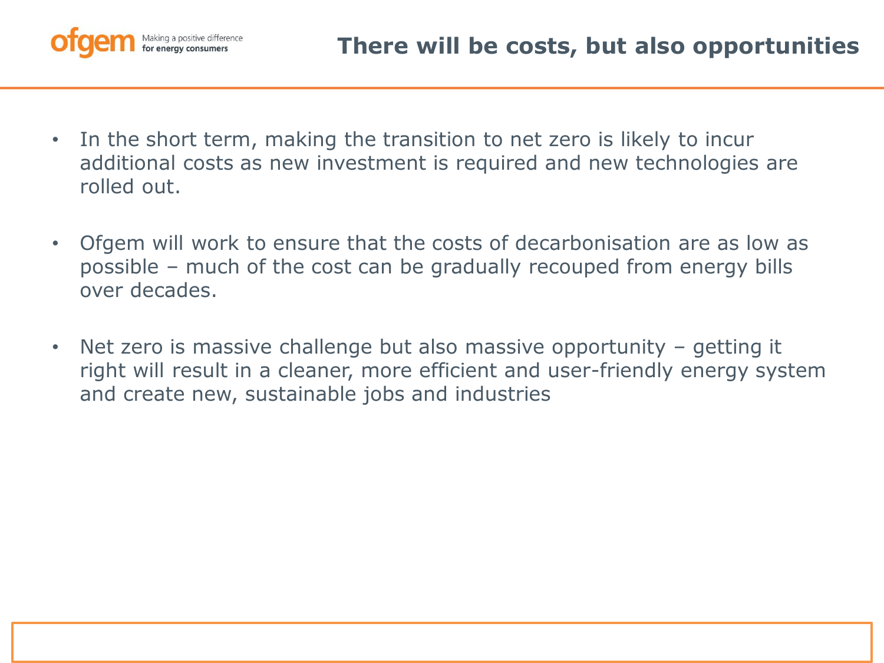# There will be costs, but also opportunities

- In the short term, making the transition to net zero is likely to incur additional costs as new investment is required and new technologies are rolled out.

- Ofgem will work to ensure that the costs of decarbonisation are as low as possible – much of the cost can be gradually recouped from energy bills over decades.

- Net zero is massive challenge but also massive opportunity – getting it right will result in a cleaner, more efficient and user-friendly energy system and create new, sustainable jobs and industries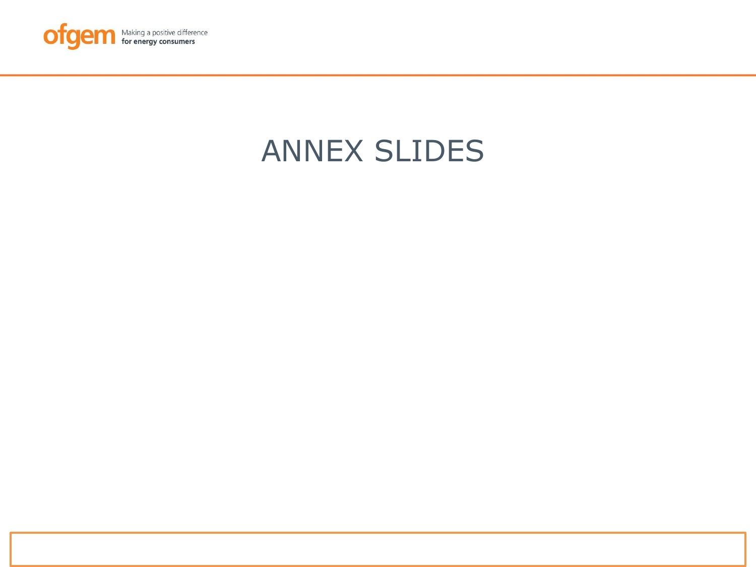# ANNEX SLIDES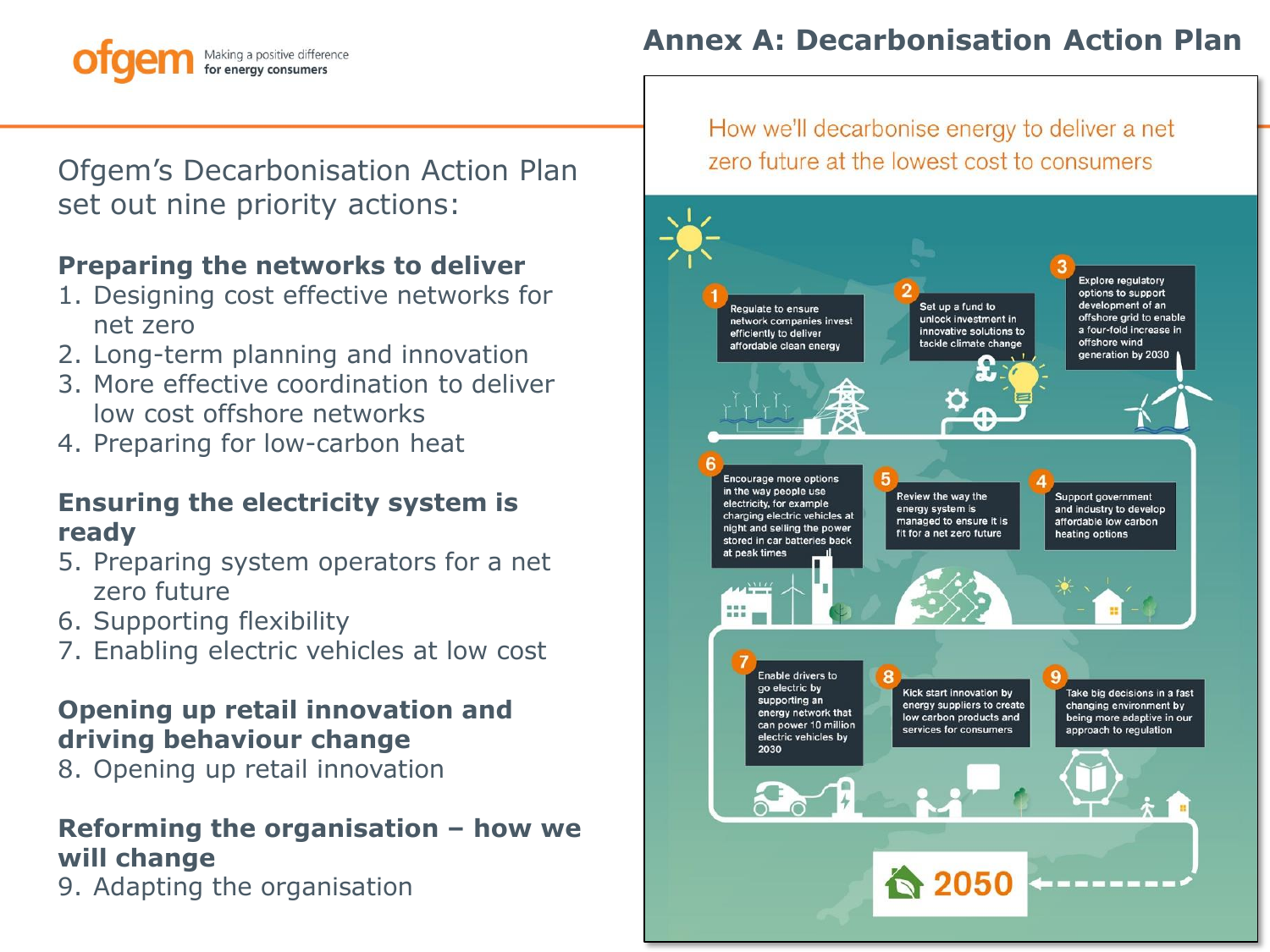# Annex A: Decarbonisation Action Plan

Ofgem's Decarbonisation Action Plan set out nine priority actions:

**Preparing the networks to deliver**

1. Designing cost effective networks for net zero
2. Long-term planning and innovation
3. More effective coordination to deliver low cost offshore networks
4. Preparing for low-carbon heat

**Ensuring the electricity system is ready**

5. Preparing system operators for a net zero future
6. Supporting flexibility
7. Enabling electric vehicles at low cost

**Opening up retail innovation and driving behaviour change**

8. Opening up retail innovation

**Reforming the organisation – how we will change**

9. Adapting the organisation

How we'll decarbonise energy to deliver a net zero future at the lowest cost to consumers

1. Regulate to ensure network companies invest efficiently to deliver affordable clean energy
2. Set up a fund to unlock investment in innovative solutions to tackle climate change
3. Explore regulatory options to support development of an offshore grid to enable a four-fold increase in offshore wind generation by 2030
4. Support government and industry to develop affordable low carbon heating options
5. Review the way the energy system is managed to ensure it is fit for a net zero future
6. Encourage more options in the way people use electricity, for example charging electric vehicles at night and selling the power stored in car batteries back at peak times
7. Enable drivers to go electric by supporting an energy network that can power 10 million electric vehicles by 2030
8. Kick start innovation by energy suppliers to create low carbon products and services for consumers
9. Take big decisions in a fast changing environment by being more adaptive in our approach to regulation

2050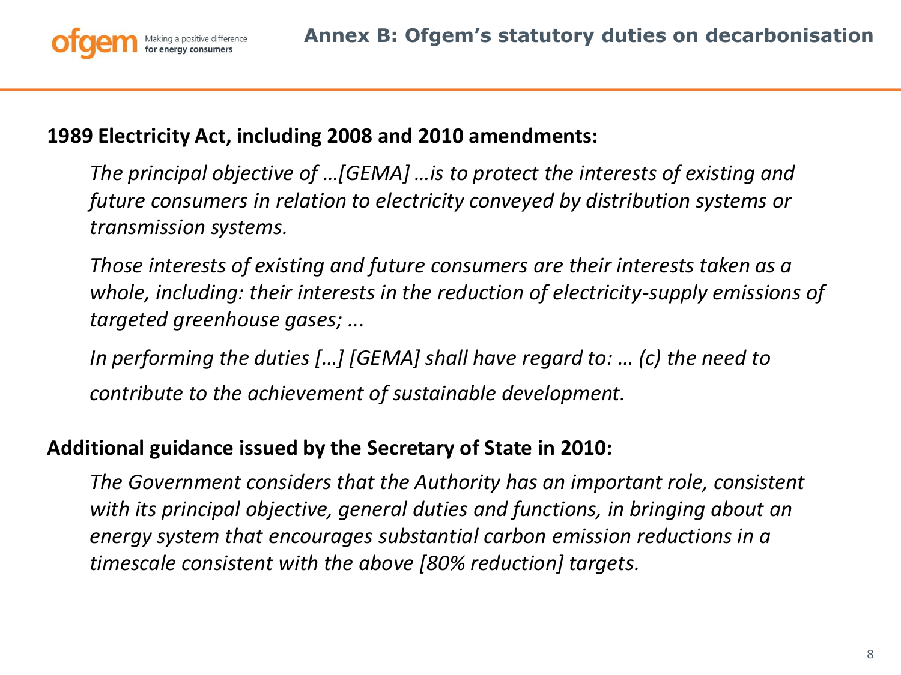# Annex B: Ofgem's statutory duties on decarbonisation

**1989 Electricity Act, including 2008 and 2010 amendments:**

*The principal objective of …[GEMA] …is to protect the interests of existing and future consumers in relation to electricity conveyed by distribution systems or transmission systems.*

*Those interests of existing and future consumers are their interests taken as a whole, including: their interests in the reduction of electricity-supply emissions of targeted greenhouse gases; ...*

*In performing the duties […] [GEMA] shall have regard to: … (c) the need to contribute to the achievement of sustainable development.*

**Additional guidance issued by the Secretary of State in 2010:**

*The Government considers that the Authority has an important role, consistent with its principal objective, general duties and functions, in bringing about an energy system that encourages substantial carbon emission reductions in a timescale consistent with the above [80% reduction] targets.*